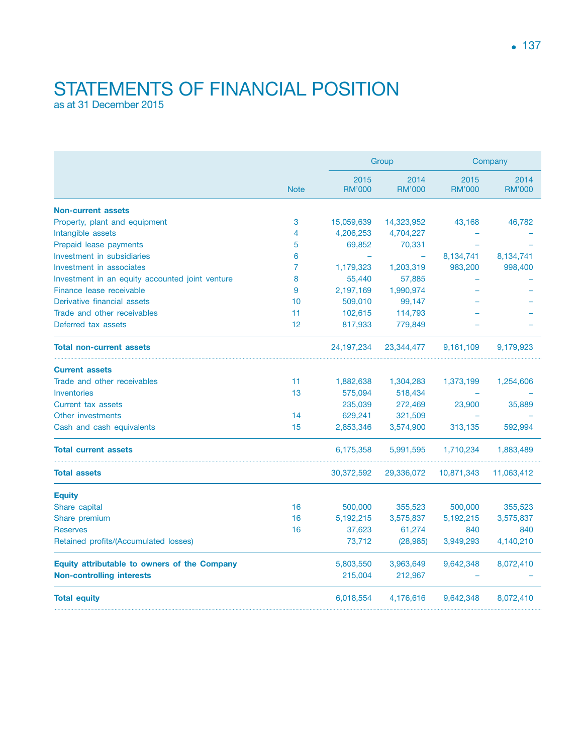# STATEMENTS OF FINANCIAL POSITION

as at 31 December 2015

| | Note | Group | | Company | |
|---|---|---|---|---|---|
| | | 2015 RM'000 | 2014 RM'000 | 2015 RM'000 | 2014 RM'000 |
| **Non-current assets** | | | | | |
| Property, plant and equipment | 3 | 15,059,639 | 14,323,952 | 43,168 | 46,782 |
| Intangible assets | 4 | 4,206,253 | 4,704,227 | – | – |
| Prepaid lease payments | 5 | 69,852 | 70,331 | – | – |
| Investment in subsidiaries | 6 | – | – | 8,134,741 | 8,134,741 |
| Investment in associates | 7 | 1,179,323 | 1,203,319 | 983,200 | 998,400 |
| Investment in an equity accounted joint venture | 8 | 55,440 | 57,885 | – | – |
| Finance lease receivable | 9 | 2,197,169 | 1,990,974 | – | – |
| Derivative financial assets | 10 | 509,010 | 99,147 | – | – |
| Trade and other receivables | 11 | 102,615 | 114,793 | – | – |
| Deferred tax assets | 12 | 817,933 | 779,849 | – | – |
| **Total non-current assets** | | 24,197,234 | 23,344,477 | 9,161,109 | 9,179,923 |
| **Current assets** | | | | | |
| Trade and other receivables | 11 | 1,882,638 | 1,304,283 | 1,373,199 | 1,254,606 |
| Inventories | 13 | 575,094 | 518,434 | – | – |
| Current tax assets | | 235,039 | 272,469 | 23,900 | 35,889 |
| Other investments | 14 | 629,241 | 321,509 | – | – |
| Cash and cash equivalents | 15 | 2,853,346 | 3,574,900 | 313,135 | 592,994 |
| **Total current assets** | | 6,175,358 | 5,991,595 | 1,710,234 | 1,883,489 |
| **Total assets** | | 30,372,592 | 29,336,072 | 10,871,343 | 11,063,412 |
| **Equity** | | | | | |
| Share capital | 16 | 500,000 | 355,523 | 500,000 | 355,523 |
| Share premium | 16 | 5,192,215 | 3,575,837 | 5,192,215 | 3,575,837 |
| Reserves | 16 | 37,623 | 61,274 | 840 | 840 |
| Retained profits/(Accumulated losses) | | 73,712 | (28,985) | 3,949,293 | 4,140,210 |
| **Equity attributable to owners of the Company** | | 5,803,550 | 3,963,649 | 9,642,348 | 8,072,410 |
| **Non-controlling interests** | | 215,004 | 212,967 | – | – |
| **Total equity** | | 6,018,554 | 4,176,616 | 9,642,348 | 8,072,410 |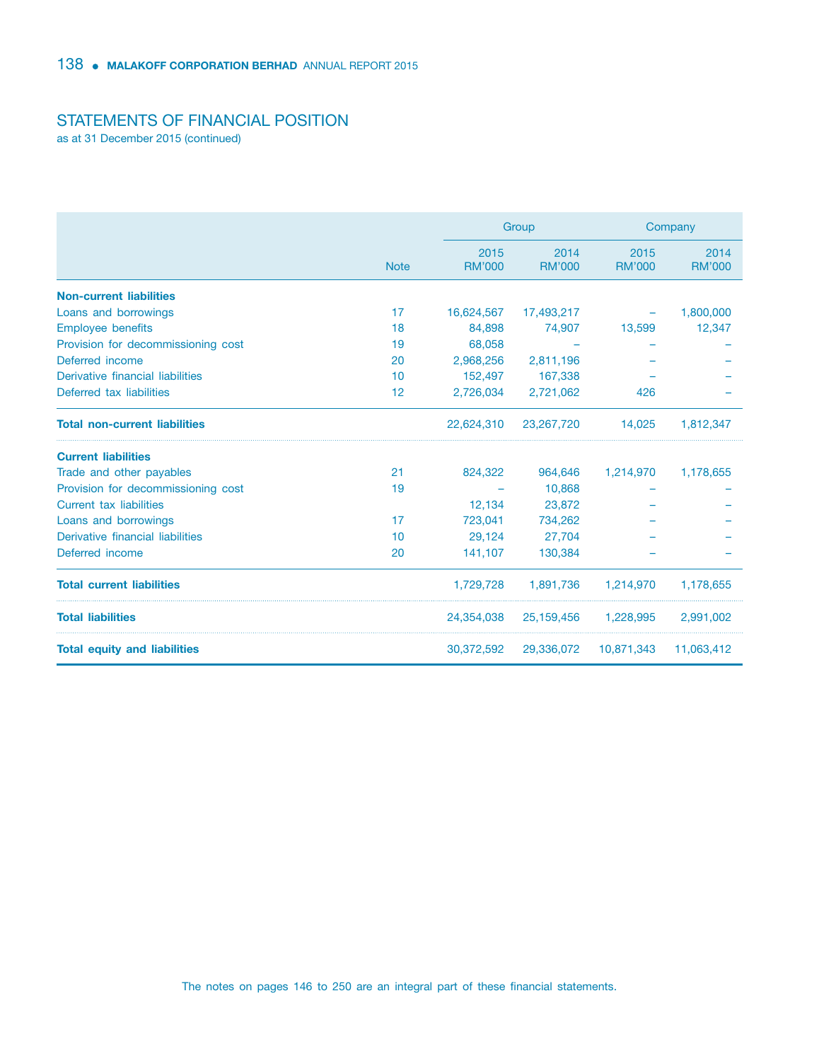## STATEMENTS OF FINANCIAL POSITION

as at 31 December 2015 (continued)

| | | Group | | Company | |
|---|---|---|---|---|---|
| | Note | 2015 RM'000 | 2014 RM'000 | 2015 RM'000 | 2014 RM'000 |
| **Non-current liabilities** | | | | | |
| Loans and borrowings | 17 | 16,624,567 | 17,493,217 | – | 1,800,000 |
| Employee benefits | 18 | 84,898 | 74,907 | 13,599 | 12,347 |
| Provision for decommissioning cost | 19 | 68,058 | – | – | – |
| Deferred income | 20 | 2,968,256 | 2,811,196 | – | – |
| Derivative financial liabilities | 10 | 152,497 | 167,338 | – | – |
| Deferred tax liabilities | 12 | 2,726,034 | 2,721,062 | 426 | – |
| **Total non-current liabilities** | | 22,624,310 | 23,267,720 | 14,025 | 1,812,347 |
| **Current liabilities** | | | | | |
| Trade and other payables | 21 | 824,322 | 964,646 | 1,214,970 | 1,178,655 |
| Provision for decommissioning cost | 19 | – | 10,868 | – | – |
| Current tax liabilities | | 12,134 | 23,872 | – | – |
| Loans and borrowings | 17 | 723,041 | 734,262 | – | – |
| Derivative financial liabilities | 10 | 29,124 | 27,704 | – | – |
| Deferred income | 20 | 141,107 | 130,384 | – | – |
| **Total current liabilities** | | 1,729,728 | 1,891,736 | 1,214,970 | 1,178,655 |
| **Total liabilities** | | 24,354,038 | 25,159,456 | 1,228,995 | 2,991,002 |
| **Total equity and liabilities** | | 30,372,592 | 29,336,072 | 10,871,343 | 11,063,412 |

The notes on pages 146 to 250 are an integral part of these financial statements.